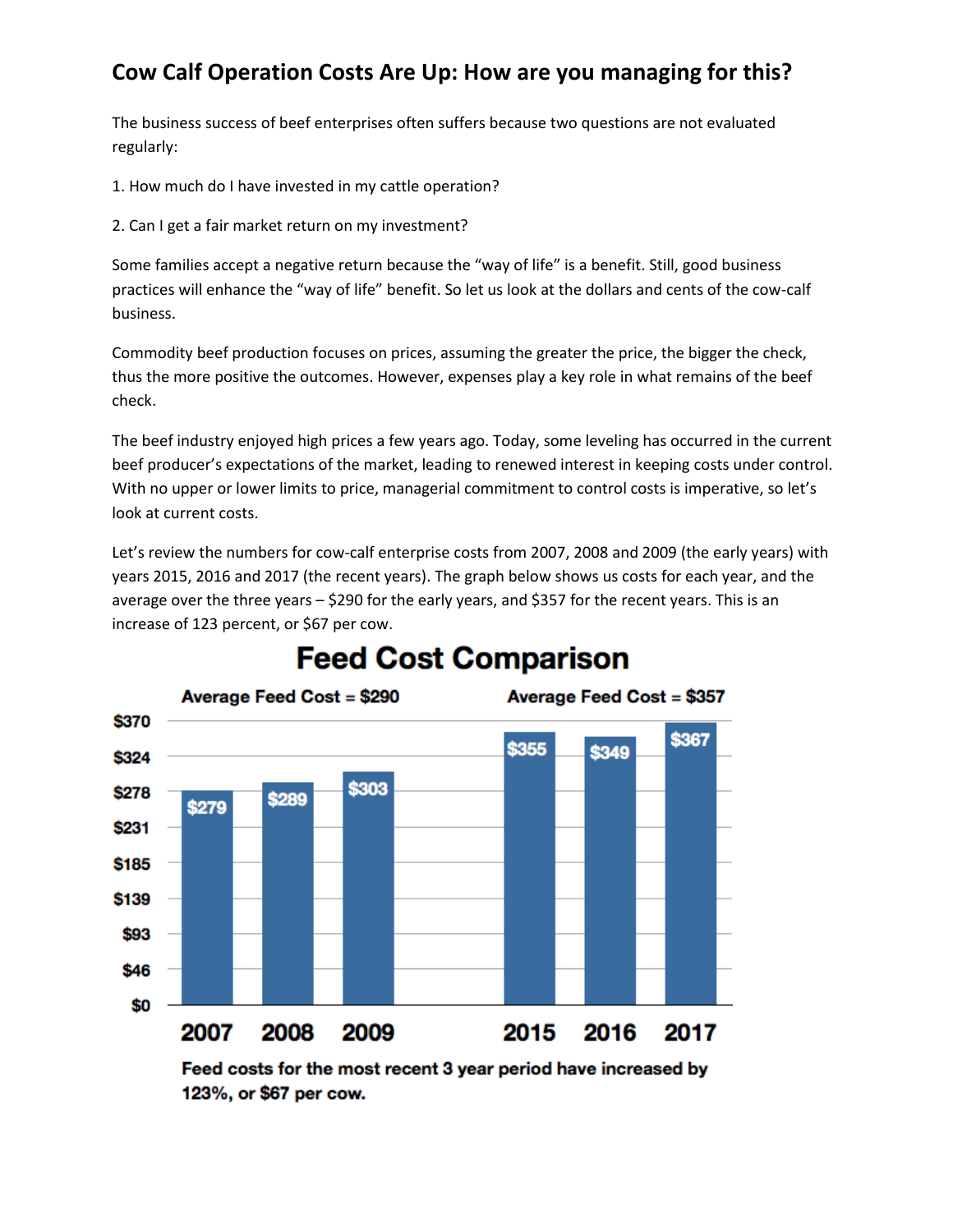# Cow Calf Operation Costs Are Up: How are you managing for this?

The business success of beef enterprises often suffers because two questions are not evaluated regularly:

1. How much do I have invested in my cattle operation?

2. Can I get a fair market return on my investment?

Some families accept a negative return because the "way of life" is a benefit. Still, good business practices will enhance the "way of life" benefit. So let us look at the dollars and cents of the cow-calf business.

Commodity beef production focuses on prices, assuming the greater the price, the bigger the check, thus the more positive the outcomes. However, expenses play a key role in what remains of the beef check.

The beef industry enjoyed high prices a few years ago. Today, some leveling has occurred in the current beef producer's expectations of the market, leading to renewed interest in keeping costs under control. With no upper or lower limits to price, managerial commitment to control costs is imperative, so let's look at current costs.

Let's review the numbers for cow-calf enterprise costs from 2007, 2008 and 2009 (the early years) with years 2015, 2016 and 2017 (the recent years). The graph below shows us costs for each year, and the average over the three years – $290 for the early years, and $357 for the recent years. This is an increase of 123 percent, or $67 per cow.

**Feed Cost Comparison**

Average Feed Cost = $290 (2007–2009); Average Feed Cost = $357 (2015–2017)

| Year | Feed Cost |
|---|---|
| 2007 | $279 |
| 2008 | $289 |
| 2009 | $303 |
| 2015 | $355 |
| 2016 | $349 |
| 2017 | $367 |

Feed costs for the most recent 3 year period have increased by 123%, or $67 per cow.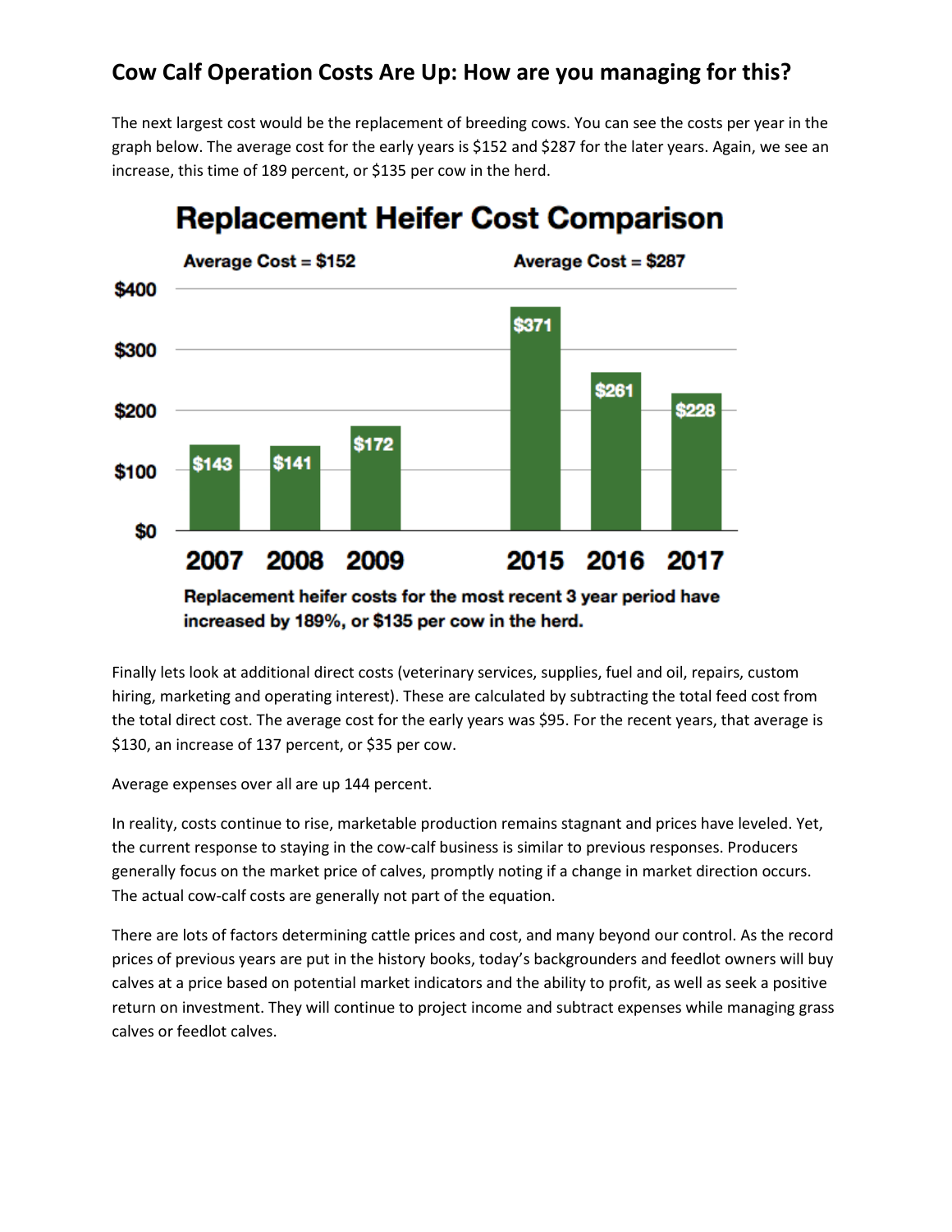## Cow Calf Operation Costs Are Up: How are you managing for this?

The next largest cost would be the replacement of breeding cows. You can see the costs per year in the graph below. The average cost for the early years is $152 and $287 for the later years. Again, we see an increase, this time of 189 percent, or $135 per cow in the herd.

**Replacement Heifer Cost Comparison**

| Year | Cost |
|---|---|
| 2007 | $143 |
| 2008 | $141 |
| 2009 | $172 |
| **Average Cost** | **$152** |
| 2015 | $371 |
| 2016 | $261 |
| 2017 | $228 |
| **Average Cost** | **$287** |

**Replacement heifer costs for the most recent 3 year period have increased by 189%, or $135 per cow in the herd.**

Finally lets look at additional direct costs (veterinary services, supplies, fuel and oil, repairs, custom hiring, marketing and operating interest). These are calculated by subtracting the total feed cost from the total direct cost. The average cost for the early years was $95. For the recent years, that average is $130, an increase of 137 percent, or $35 per cow.

Average expenses over all are up 144 percent.

In reality, costs continue to rise, marketable production remains stagnant and prices have leveled. Yet, the current response to staying in the cow-calf business is similar to previous responses. Producers generally focus on the market price of calves, promptly noting if a change in market direction occurs. The actual cow-calf costs are generally not part of the equation.

There are lots of factors determining cattle prices and cost, and many beyond our control. As the record prices of previous years are put in the history books, today's backgrounders and feedlot owners will buy calves at a price based on potential market indicators and the ability to profit, as well as seek a positive return on investment. They will continue to project income and subtract expenses while managing grass calves or feedlot calves.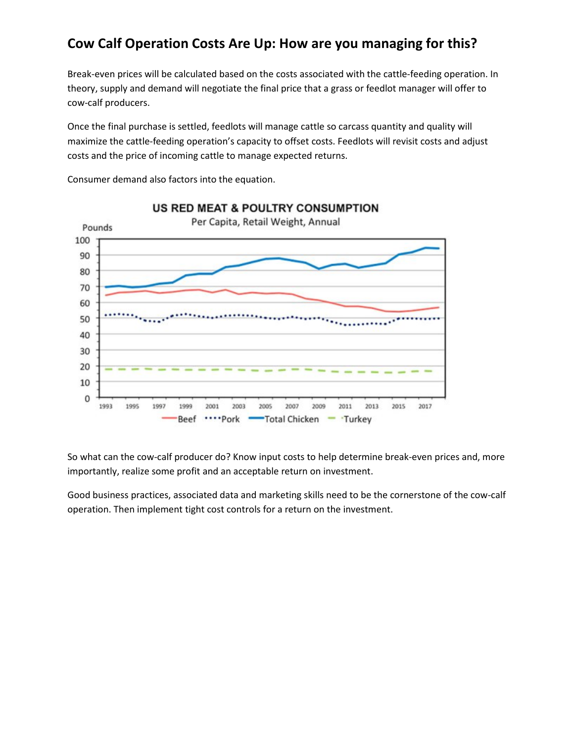## Cow Calf Operation Costs Are Up: How are you managing for this?

Break-even prices will be calculated based on the costs associated with the cattle-feeding operation. In theory, supply and demand will negotiate the final price that a grass or feedlot manager will offer to cow-calf producers.

Once the final purchase is settled, feedlots will manage cattle so carcass quantity and quality will maximize the cattle-feeding operation's capacity to offset costs. Feedlots will revisit costs and adjust costs and the price of incoming cattle to manage expected returns.

Consumer demand also factors into the equation.

US RED MEAT & POULTRY CONSUMPTION

Per Capita, Retail Weight, Annual

Pounds

100
90
80
70
60
50
40
30
20
10
0

1993 1995 1997 1999 2001 2003 2005 2007 2009 2011 2013 2015 2017

Beef ····Pork Total Chicken Turkey

So what can the cow-calf producer do? Know input costs to help determine break-even prices and, more importantly, realize some profit and an acceptable return on investment.

Good business practices, associated data and marketing skills need to be the cornerstone of the cow-calf operation. Then implement tight cost controls for a return on the investment.